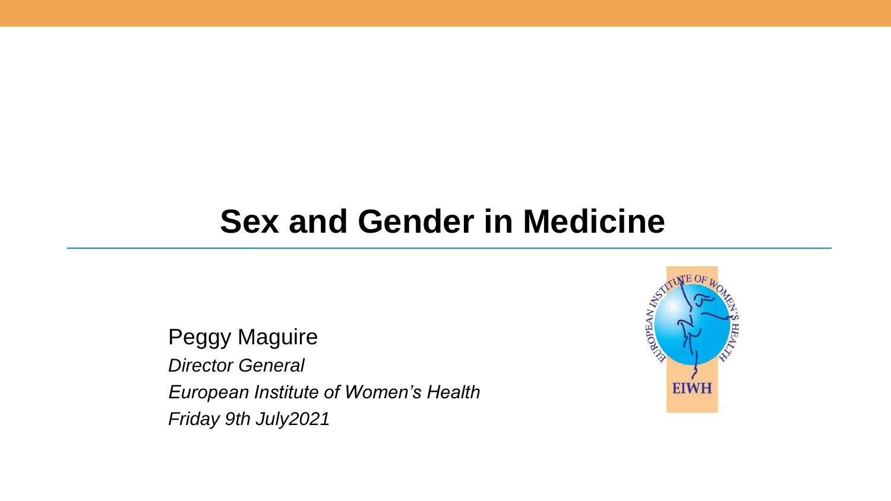# Sex and Gender in Medicine

Peggy Maguire

*Director General*

*European Institute of Women's Health*

*Friday 9th July2021*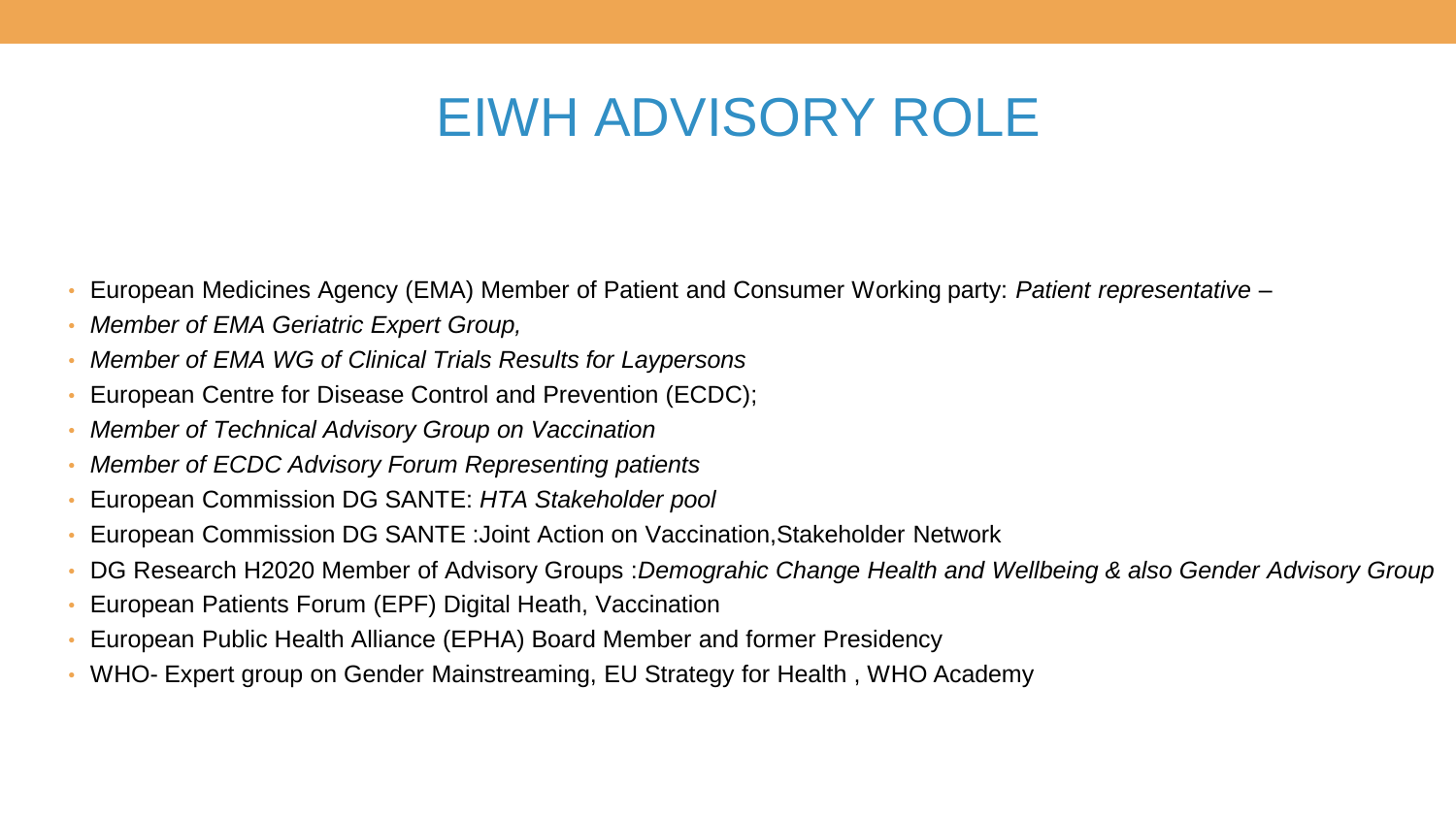# EIWH ADVISORY ROLE

- European Medicines Agency (EMA) Member of Patient and Consumer Working party: *Patient representative* –
- *Member of EMA Geriatric Expert Group,*
- *Member of EMA WG of Clinical Trials Results for Laypersons*
- European Centre for Disease Control and Prevention (ECDC);
- *Member of Technical Advisory Group on Vaccination*
- *Member of ECDC Advisory Forum Representing patients*
- European Commission DG SANTE: *HTA Stakeholder pool*
- European Commission DG SANTE :Joint Action on Vaccination,Stakeholder Network
- DG Research H2020 Member of Advisory Groups :*Demograhic Change Health and Wellbeing & also Gender Advisory Group*
- European Patients Forum (EPF) Digital Heath, Vaccination
- European Public Health Alliance (EPHA) Board Member and former Presidency
- WHO- Expert group on Gender Mainstreaming, EU Strategy for Health , WHO Academy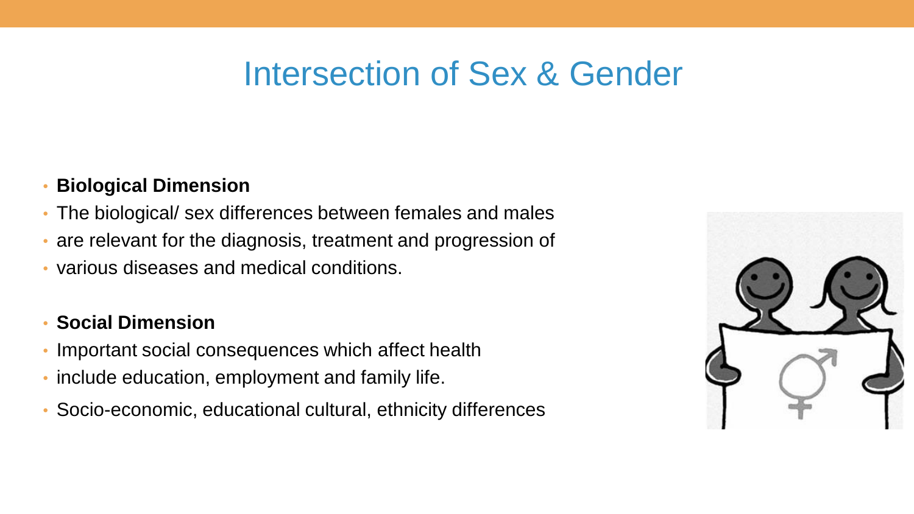# Intersection of Sex & Gender

- **Biological Dimension**
- The biological/ sex differences between females and males
- are relevant for the diagnosis, treatment and progression of
- various diseases and medical conditions.

- **Social Dimension**
- Important social consequences which affect health
- include education, employment and family life.
- Socio-economic, educational cultural, ethnicity differences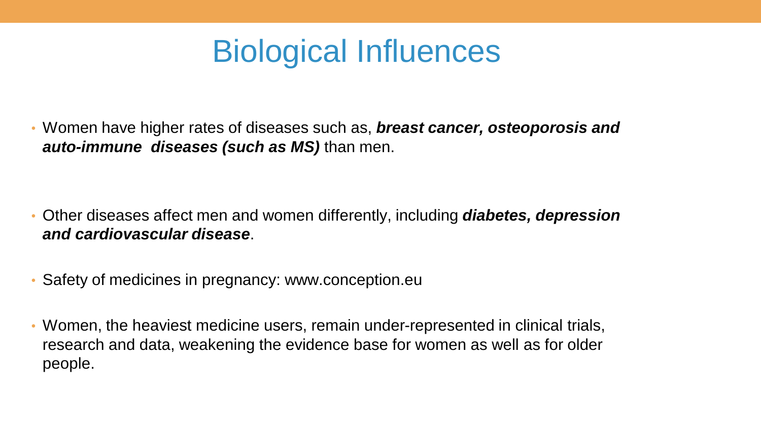# Biological Influences

- Women have higher rates of diseases such as, ***breast cancer, osteoporosis and auto-immune diseases (such as MS)*** than men.

- Other diseases affect men and women differently, including ***diabetes, depression and cardiovascular disease***.

- Safety of medicines in pregnancy: www.conception.eu

- Women, the heaviest medicine users, remain under-represented in clinical trials, research and data, weakening the evidence base for women as well as for older people.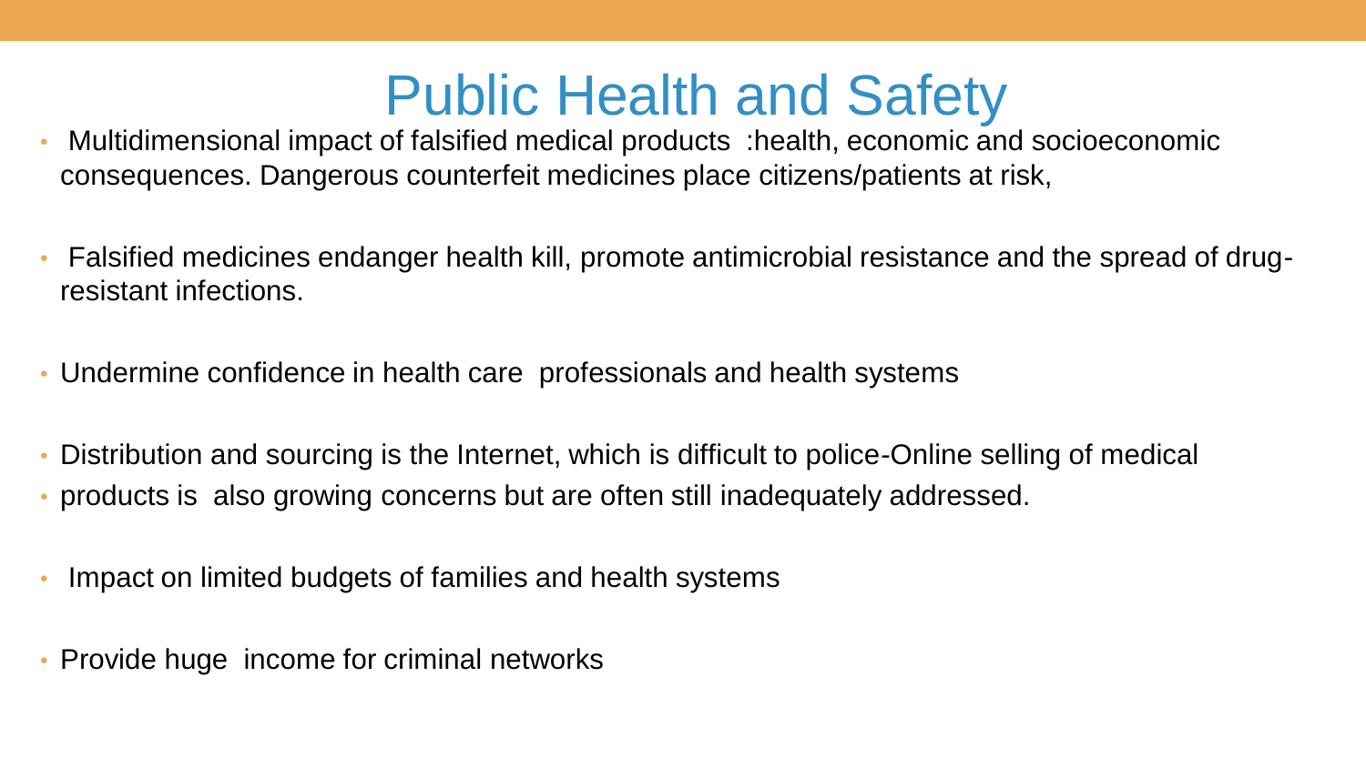# Public Health and Safety

- Multidimensional impact of falsified medical products :health, economic and socioeconomic consequences. Dangerous counterfeit medicines place citizens/patients at risk,
- Falsified medicines endanger health kill, promote antimicrobial resistance and the spread of drug-resistant infections.
- Undermine confidence in health care professionals and health systems
- Distribution and sourcing is the Internet, which is difficult to police-Online selling of medical
- products is also growing concerns but are often still inadequately addressed.
- Impact on limited budgets of families and health systems
- Provide huge income for criminal networks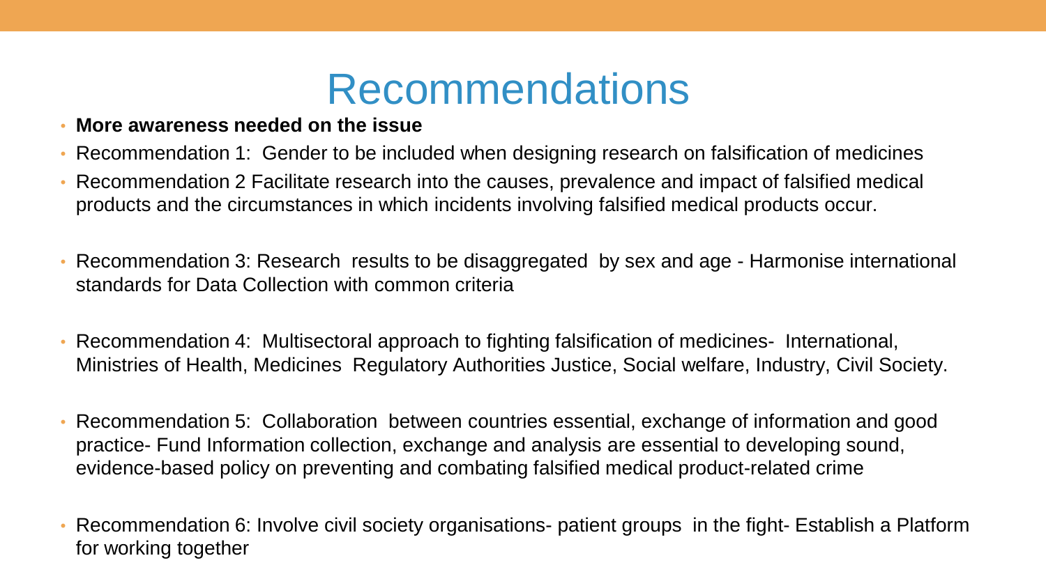# Recommendations

- **More awareness needed on the issue**
- Recommendation 1: Gender to be included when designing research on falsification of medicines
- Recommendation 2 Facilitate research into the causes, prevalence and impact of falsified medical products and the circumstances in which incidents involving falsified medical products occur.
- Recommendation 3: Research results to be disaggregated by sex and age - Harmonise international standards for Data Collection with common criteria
- Recommendation 4: Multisectoral approach to fighting falsification of medicines- International, Ministries of Health, Medicines Regulatory Authorities Justice, Social welfare, Industry, Civil Society.
- Recommendation 5: Collaboration between countries essential, exchange of information and good practice- Fund Information collection, exchange and analysis are essential to developing sound, evidence-based policy on preventing and combating falsified medical product-related crime
- Recommendation 6: Involve civil society organisations- patient groups in the fight- Establish a Platform for working together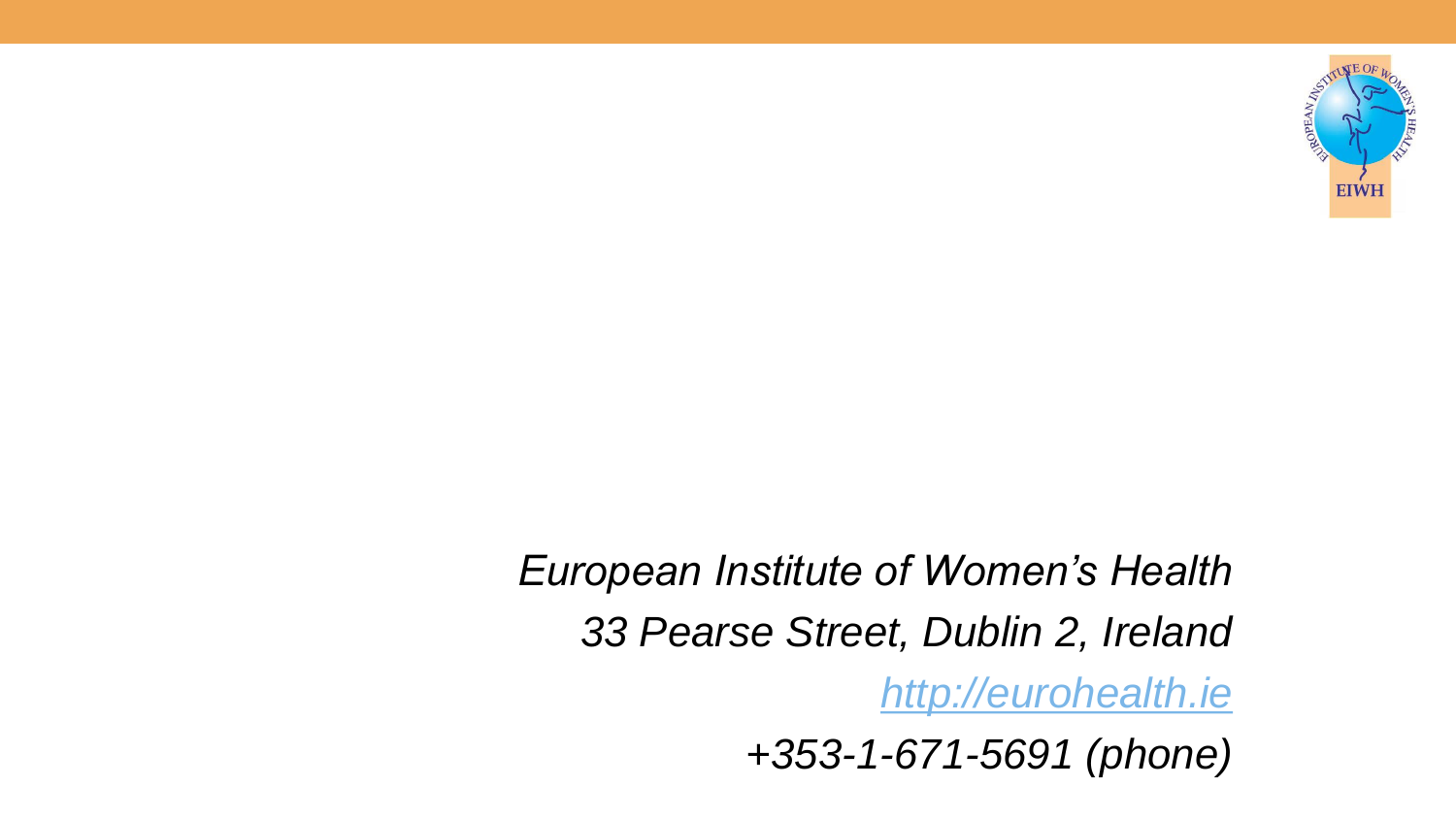*European Institute of Women's Health*

*33 Pearse Street, Dublin 2, Ireland*

*[http://eurohealth.ie](http://eurohealth.ie)*

*+353-1-671-5691 (phone)*